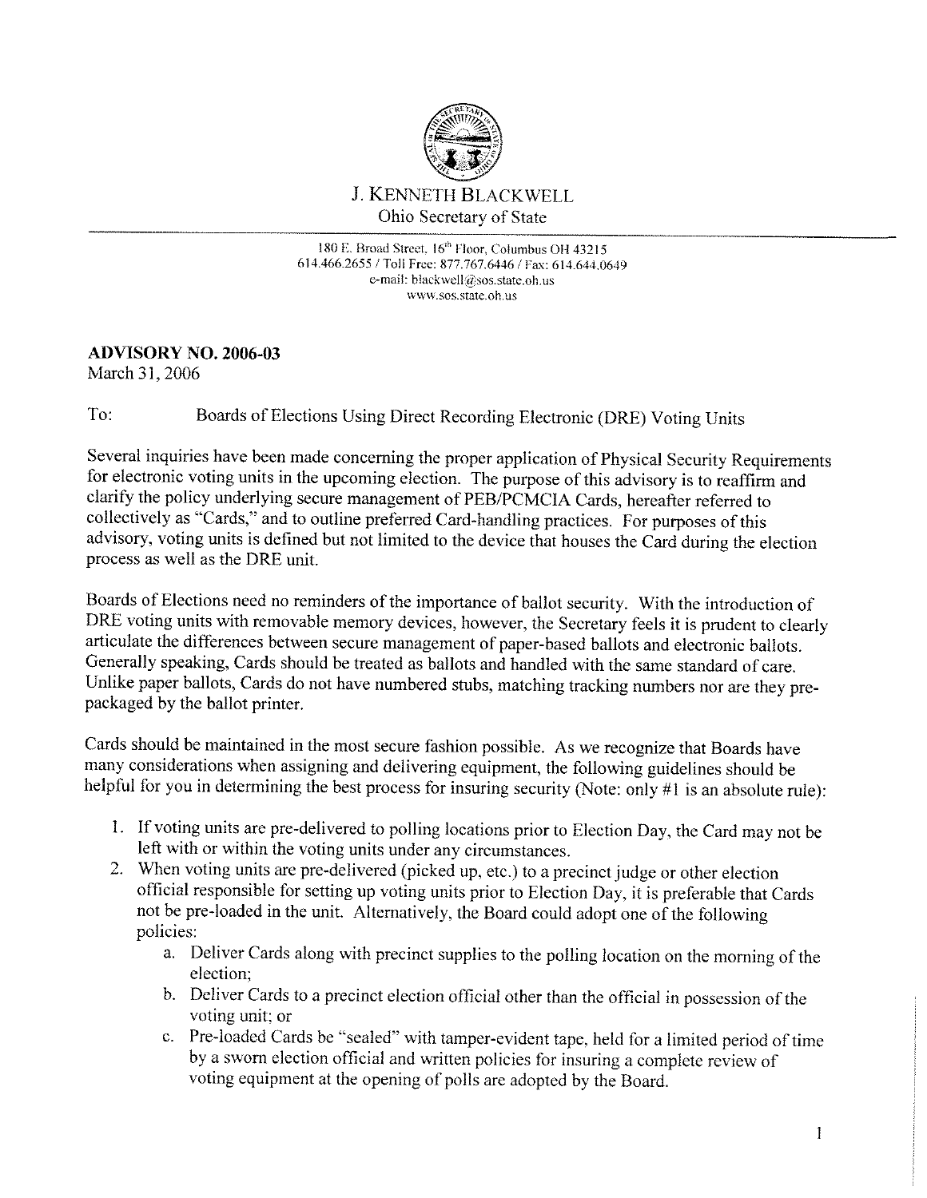J. KENNETH BLACKWELL
Ohio Secretary of State

180 E. Broad Street, 16th Floor, Columbus OH 43215
614.466.2655 / Toll Free: 877.767.6446 / Fax: 614.644.0649
e-mail: blackwell@sos.state.oh.us
www.sos.state.oh.us

**ADVISORY NO. 2006-03**
March 31, 2006

To: Boards of Elections Using Direct Recording Electronic (DRE) Voting Units

Several inquiries have been made concerning the proper application of Physical Security Requirements for electronic voting units in the upcoming election. The purpose of this advisory is to reaffirm and clarify the policy underlying secure management of PEB/PCMCIA Cards, hereafter referred to collectively as "Cards," and to outline preferred Card-handling practices. For purposes of this advisory, voting units is defined but not limited to the device that houses the Card during the election process as well as the DRE unit.

Boards of Elections need no reminders of the importance of ballot security. With the introduction of DRE voting units with removable memory devices, however, the Secretary feels it is prudent to clearly articulate the differences between secure management of paper-based ballots and electronic ballots. Generally speaking, Cards should be treated as ballots and handled with the same standard of care. Unlike paper ballots, Cards do not have numbered stubs, matching tracking numbers nor are they pre-packaged by the ballot printer.

Cards should be maintained in the most secure fashion possible. As we recognize that Boards have many considerations when assigning and delivering equipment, the following guidelines should be helpful for you in determining the best process for insuring security (Note: only #1 is an absolute rule):

1. If voting units are pre-delivered to polling locations prior to Election Day, the Card may not be left with or within the voting units under any circumstances.
2. When voting units are pre-delivered (picked up, etc.) to a precinct judge or other election official responsible for setting up voting units prior to Election Day, it is preferable that Cards not be pre-loaded in the unit. Alternatively, the Board could adopt one of the following policies:
    a. Deliver Cards along with precinct supplies to the polling location on the morning of the election;
    b. Deliver Cards to a precinct election official other than the official in possession of the voting unit; or
    c. Pre-loaded Cards be "sealed" with tamper-evident tape, held for a limited period of time by a sworn election official and written policies for insuring a complete review of voting equipment at the opening of polls are adopted by the Board.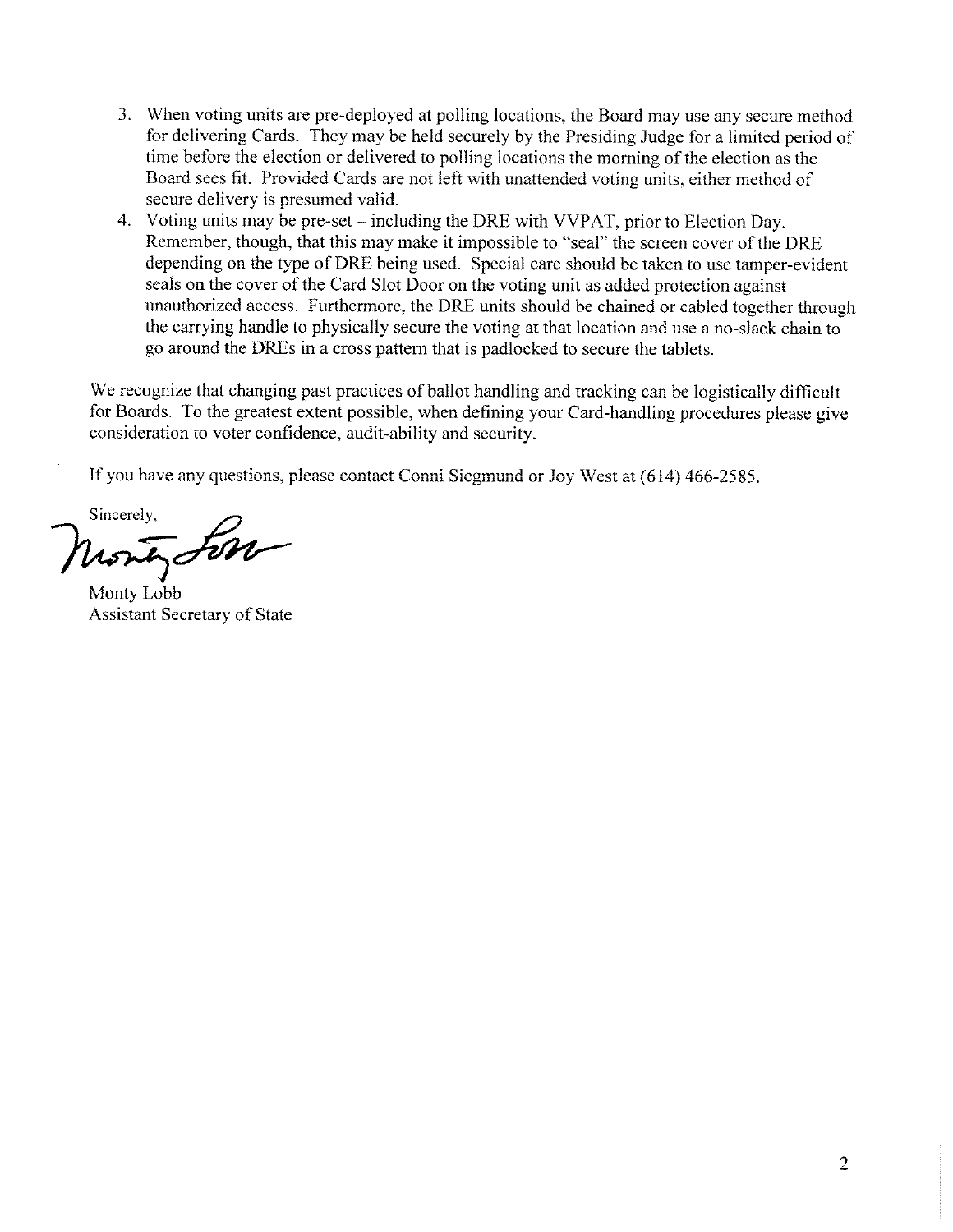3. When voting units are pre-deployed at polling locations, the Board may use any secure method for delivering Cards. They may be held securely by the Presiding Judge for a limited period of time before the election or delivered to polling locations the morning of the election as the Board sees fit. Provided Cards are not left with unattended voting units, either method of secure delivery is presumed valid.
4. Voting units may be pre-set – including the DRE with VVPAT, prior to Election Day. Remember, though, that this may make it impossible to "seal" the screen cover of the DRE depending on the type of DRE being used. Special care should be taken to use tamper-evident seals on the cover of the Card Slot Door on the voting unit as added protection against unauthorized access. Furthermore, the DRE units should be chained or cabled together through the carrying handle to physically secure the voting at that location and use a no-slack chain to go around the DREs in a cross pattern that is padlocked to secure the tablets.

We recognize that changing past practices of ballot handling and tracking can be logistically difficult for Boards. To the greatest extent possible, when defining your Card-handling procedures please give consideration to voter confidence, audit-ability and security.

If you have any questions, please contact Conni Siegmund or Joy West at (614) 466-2585.

Sincerely,

Monty Lobb

Monty Lobb
Assistant Secretary of State